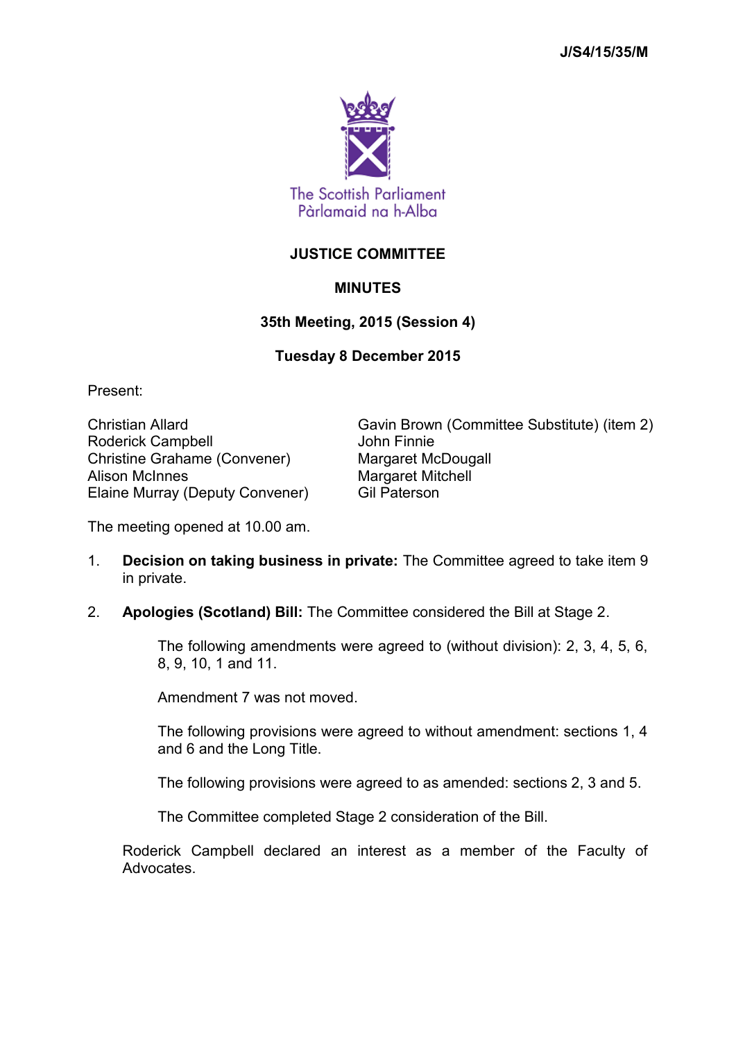J/S4/15/35/M

The Scottish Parliament
Pàrlamaid na h-Alba

# JUSTICE COMMITTEE

## MINUTES

### 35th Meeting, 2015 (Session 4)

### Tuesday 8 December 2015

Present:

Christian Allard
Roderick Campbell
Christine Grahame (Convener)
Alison McInnes
Elaine Murray (Deputy Convener)
Gavin Brown (Committee Substitute) (item 2)
John Finnie
Margaret McDougall
Margaret Mitchell
Gil Paterson

The meeting opened at 10.00 am.

1. **Decision on taking business in private:** The Committee agreed to take item 9 in private.

2. **Apologies (Scotland) Bill:** The Committee considered the Bill at Stage 2.

   The following amendments were agreed to (without division): 2, 3, 4, 5, 6, 8, 9, 10, 1 and 11.

   Amendment 7 was not moved.

   The following provisions were agreed to without amendment: sections 1, 4 and 6 and the Long Title.

   The following provisions were agreed to as amended: sections 2, 3 and 5.

   The Committee completed Stage 2 consideration of the Bill.

   Roderick Campbell declared an interest as a member of the Faculty of Advocates.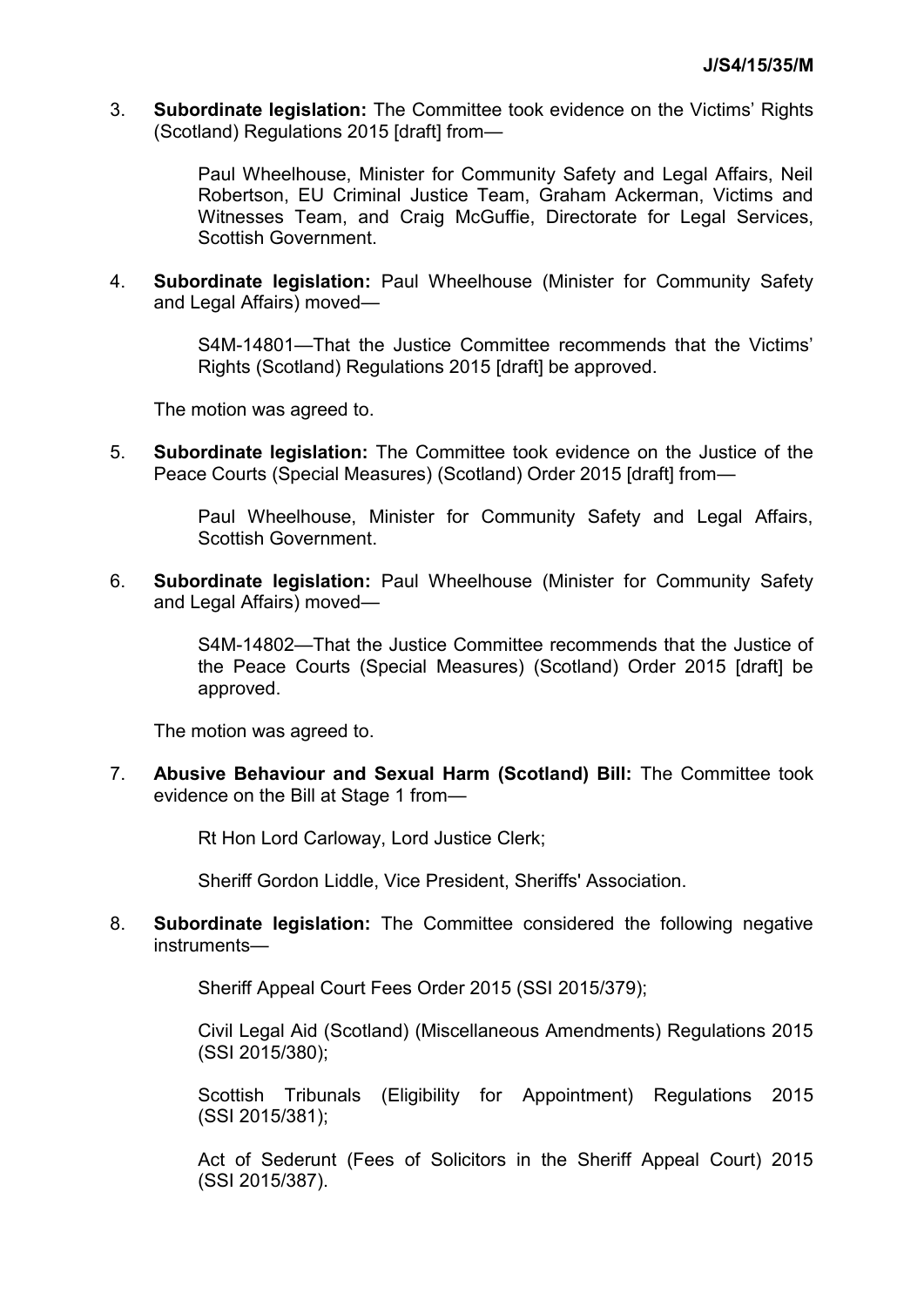3. **Subordinate legislation:** The Committee took evidence on the Victims' Rights (Scotland) Regulations 2015 [draft] from—

   Paul Wheelhouse, Minister for Community Safety and Legal Affairs, Neil Robertson, EU Criminal Justice Team, Graham Ackerman, Victims and Witnesses Team, and Craig McGuffie, Directorate for Legal Services, Scottish Government.

4. **Subordinate legislation:** Paul Wheelhouse (Minister for Community Safety and Legal Affairs) moved—

   S4M-14801—That the Justice Committee recommends that the Victims' Rights (Scotland) Regulations 2015 [draft] be approved.

   The motion was agreed to.

5. **Subordinate legislation:** The Committee took evidence on the Justice of the Peace Courts (Special Measures) (Scotland) Order 2015 [draft] from—

   Paul Wheelhouse, Minister for Community Safety and Legal Affairs, Scottish Government.

6. **Subordinate legislation:** Paul Wheelhouse (Minister for Community Safety and Legal Affairs) moved—

   S4M-14802—That the Justice Committee recommends that the Justice of the Peace Courts (Special Measures) (Scotland) Order 2015 [draft] be approved.

   The motion was agreed to.

7. **Abusive Behaviour and Sexual Harm (Scotland) Bill:** The Committee took evidence on the Bill at Stage 1 from—

   Rt Hon Lord Carloway, Lord Justice Clerk;

   Sheriff Gordon Liddle, Vice President, Sheriffs' Association.

8. **Subordinate legislation:** The Committee considered the following negative instruments—

   Sheriff Appeal Court Fees Order 2015 (SSI 2015/379);

   Civil Legal Aid (Scotland) (Miscellaneous Amendments) Regulations 2015 (SSI 2015/380);

   Scottish Tribunals (Eligibility for Appointment) Regulations 2015 (SSI 2015/381);

   Act of Sederunt (Fees of Solicitors in the Sheriff Appeal Court) 2015 (SSI 2015/387).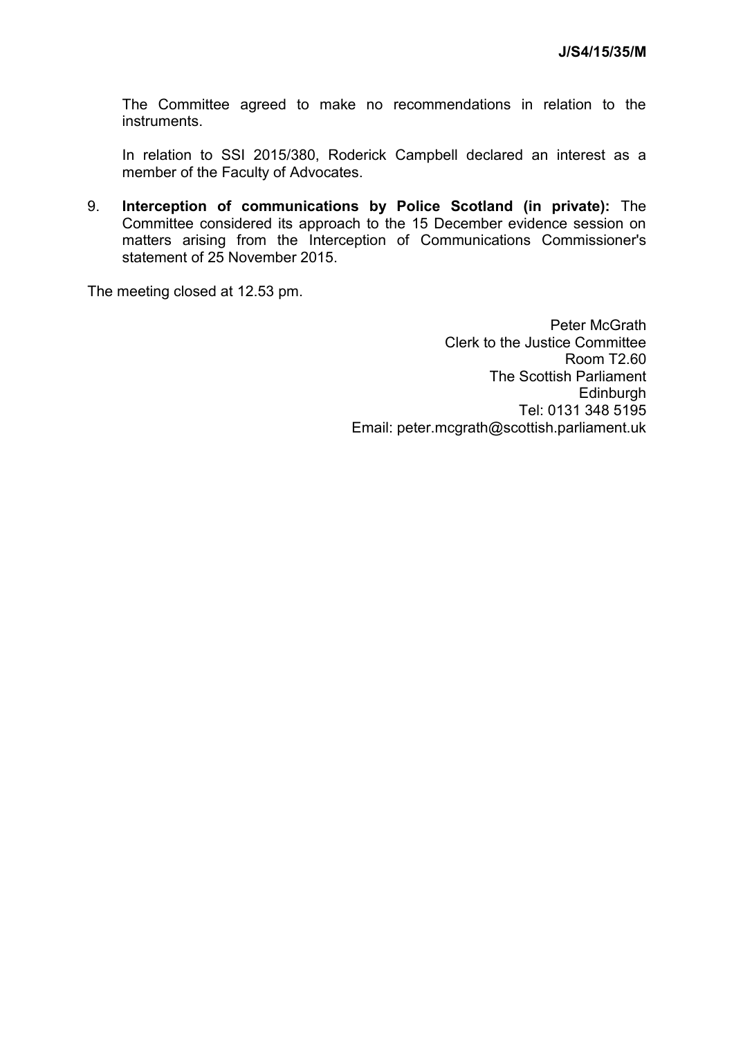The Committee agreed to make no recommendations in relation to the instruments.

In relation to SSI 2015/380, Roderick Campbell declared an interest as a member of the Faculty of Advocates.

9. **Interception of communications by Police Scotland (in private):** The Committee considered its approach to the 15 December evidence session on matters arising from the Interception of Communications Commissioner's statement of 25 November 2015.

The meeting closed at 12.53 pm.

Peter McGrath
Clerk to the Justice Committee
Room T2.60
The Scottish Parliament
Edinburgh
Tel: 0131 348 5195
Email: peter.mcgrath@scottish.parliament.uk